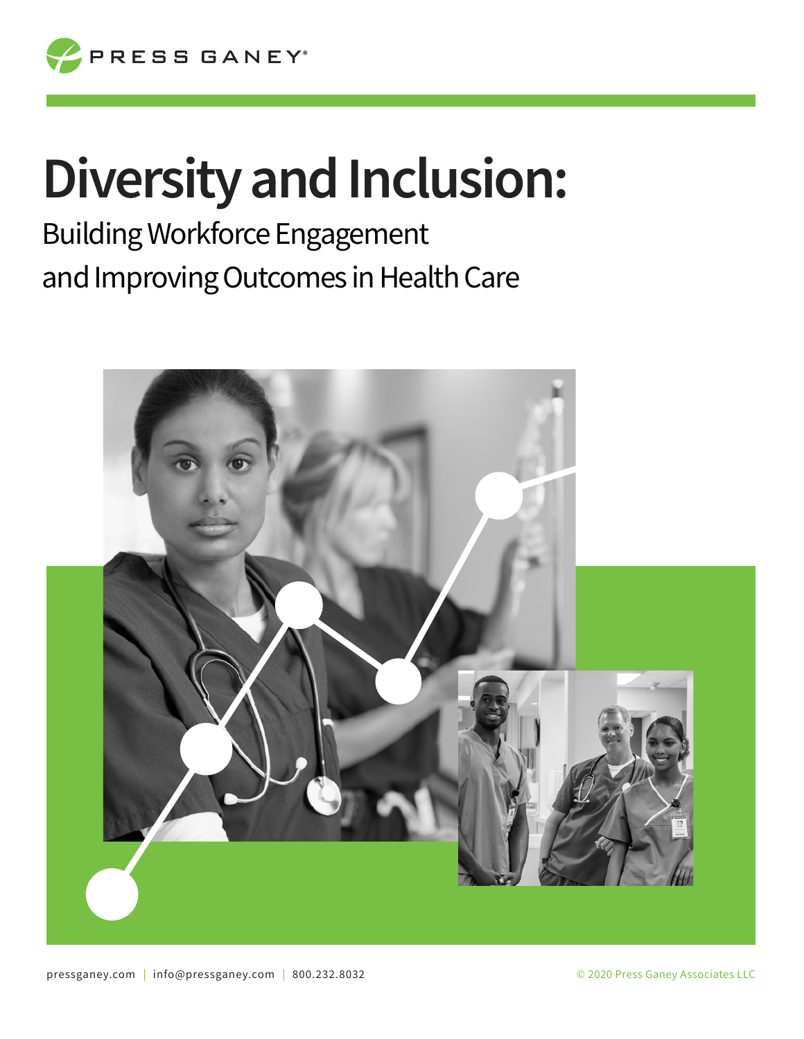PRESS GANEY®

# Diversity and Inclusion:

## Building Workforce Engagement and Improving Outcomes in Health Care

pressganey.com | info@pressganey.com | 800.232.8032

© 2020 Press Ganey Associates LLC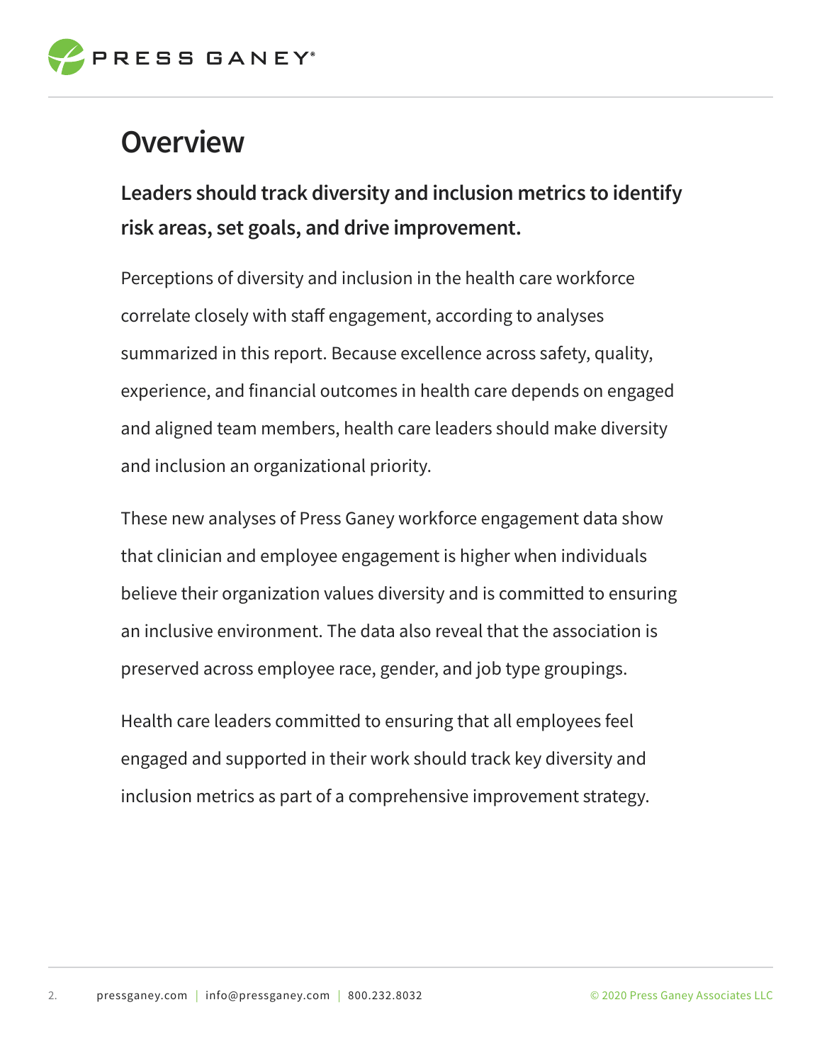# Overview

**Leaders should track diversity and inclusion metrics to identify risk areas, set goals, and drive improvement.**

Perceptions of diversity and inclusion in the health care workforce correlate closely with staff engagement, according to analyses summarized in this report. Because excellence across safety, quality, experience, and financial outcomes in health care depends on engaged and aligned team members, health care leaders should make diversity and inclusion an organizational priority.

These new analyses of Press Ganey workforce engagement data show that clinician and employee engagement is higher when individuals believe their organization values diversity and is committed to ensuring an inclusive environment. The data also reveal that the association is preserved across employee race, gender, and job type groupings.

Health care leaders committed to ensuring that all employees feel engaged and supported in their work should track key diversity and inclusion metrics as part of a comprehensive improvement strategy.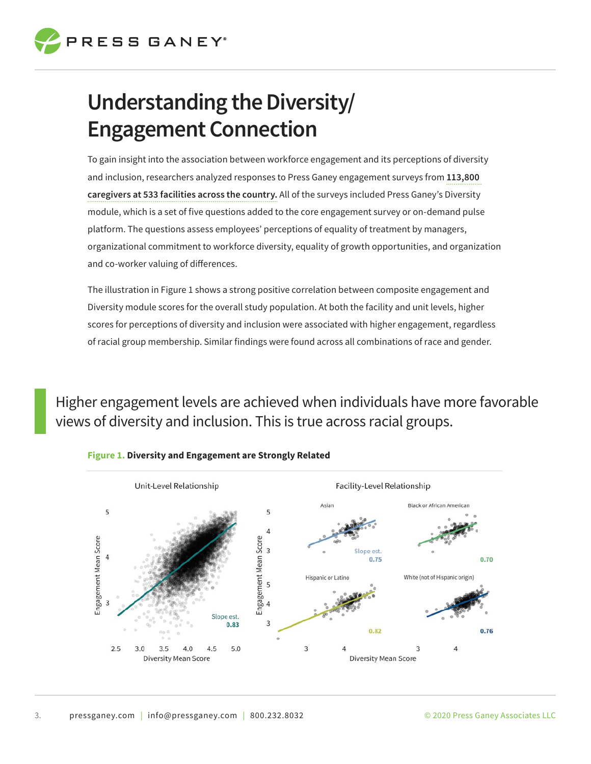# Understanding the Diversity/ Engagement Connection

To gain insight into the association between workforce engagement and its perceptions of diversity and inclusion, researchers analyzed responses to Press Ganey engagement surveys from **113,800 caregivers at 533 facilities across the country.** All of the surveys included Press Ganey's Diversity module, which is a set of five questions added to the core engagement survey or on-demand pulse platform. The questions assess employees' perceptions of equality of treatment by managers, organizational commitment to workforce diversity, equality of growth opportunities, and organization and co-worker valuing of differences.

The illustration in Figure 1 shows a strong positive correlation between composite engagement and Diversity module scores for the overall study population. At both the facility and unit levels, higher scores for perceptions of diversity and inclusion were associated with higher engagement, regardless of racial group membership. Similar findings were found across all combinations of race and gender.

> Higher engagement levels are achieved when individuals have more favorable views of diversity and inclusion. This is true across racial groups.

**Figure 1. Diversity and Engagement are Strongly Related**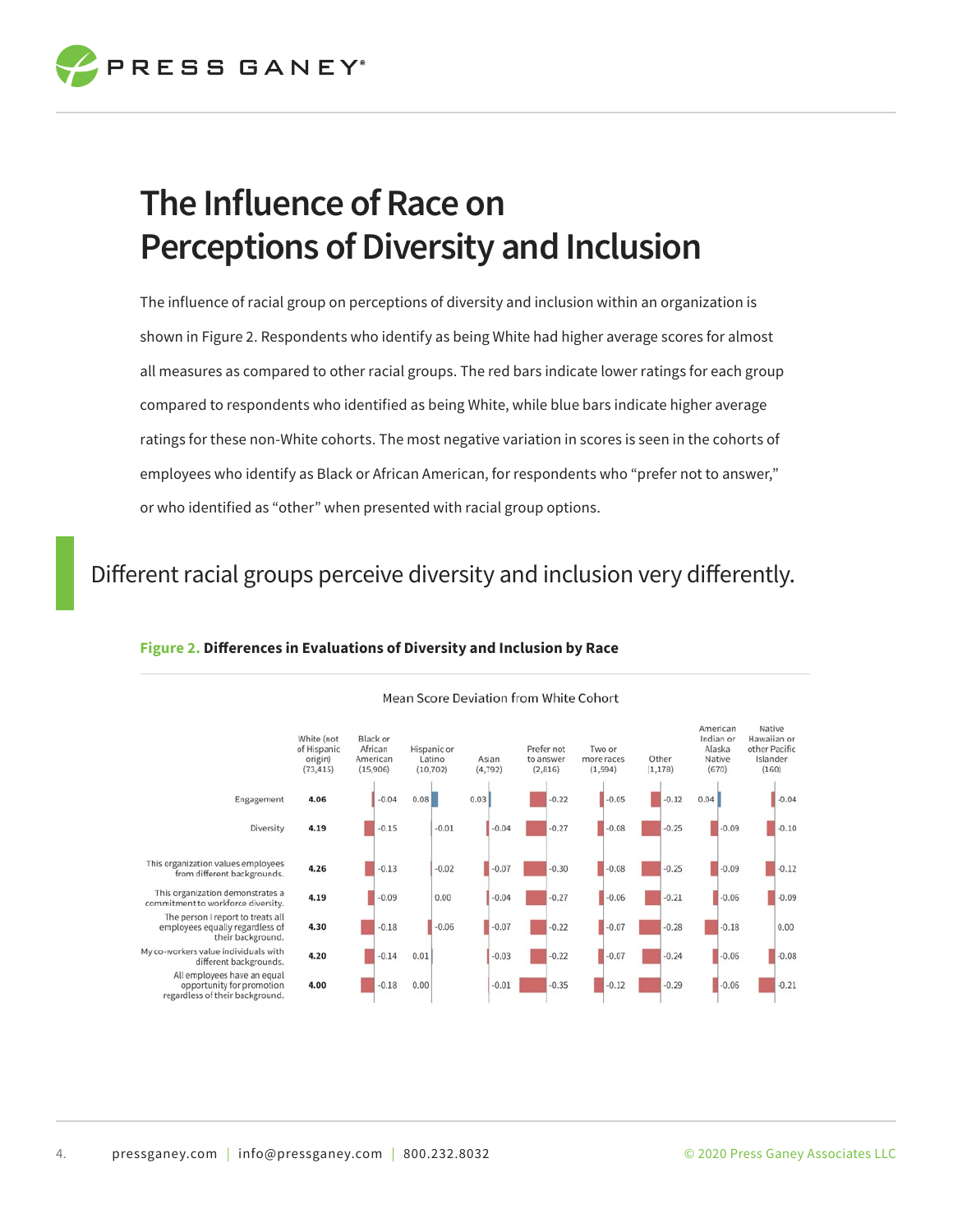# The Influence of Race on Perceptions of Diversity and Inclusion

The influence of racial group on perceptions of diversity and inclusion within an organization is shown in Figure 2. Respondents who identify as being White had higher average scores for almost all measures as compared to other racial groups. The red bars indicate lower ratings for each group compared to respondents who identified as being White, while blue bars indicate higher average ratings for these non-White cohorts. The most negative variation in scores is seen in the cohorts of employees who identify as Black or African American, for respondents who "prefer not to answer," or who identified as "other" when presented with racial group options.

> Different racial groups perceive diversity and inclusion very differently.

**Figure 2. Differences in Evaluations of Diversity and Inclusion by Race**

Mean Score Deviation from White Cohort

| | White (not of Hispanic origin) (73,415) | Black or African American (15,906) | Hispanic or Latino (10,702) | Asian (4,792) | Prefer not to answer (2,816) | Two or more races (1,594) | Other (1,178) | American Indian or Alaska Native (670) | Native Hawaiian or other Pacific Islander (160) |
|---|---|---|---|---|---|---|---|---|---|
| Engagement | 4.06 | -0.04 | 0.08 | 0.03 | -0.22 | -0.05 | -0.12 | 0.04 | -0.04 |
| Diversity | 4.19 | -0.15 | -0.01 | -0.04 | -0.27 | -0.08 | -0.25 | -0.09 | -0.10 |
| This organization values employees from different backgrounds. | 4.26 | -0.13 | -0.02 | -0.07 | -0.30 | -0.08 | -0.25 | -0.09 | -0.12 |
| This organization demonstrates a commitment to workforce diversity. | 4.19 | -0.09 | 0.00 | -0.04 | -0.27 | -0.06 | -0.21 | -0.06 | -0.09 |
| The person I report to treats all employees equally regardless of their background. | 4.30 | -0.18 | -0.06 | -0.07 | -0.22 | -0.07 | -0.28 | -0.18 | 0.00 |
| My co-workers value individuals with different backgrounds. | 4.20 | -0.14 | 0.01 | -0.03 | -0.22 | -0.07 | -0.24 | -0.06 | -0.08 |
| All employees have an equal opportunity for promotion regardless of their background. | 4.00 | -0.18 | 0.00 | -0.01 | -0.35 | -0.12 | -0.29 | -0.06 | -0.21 |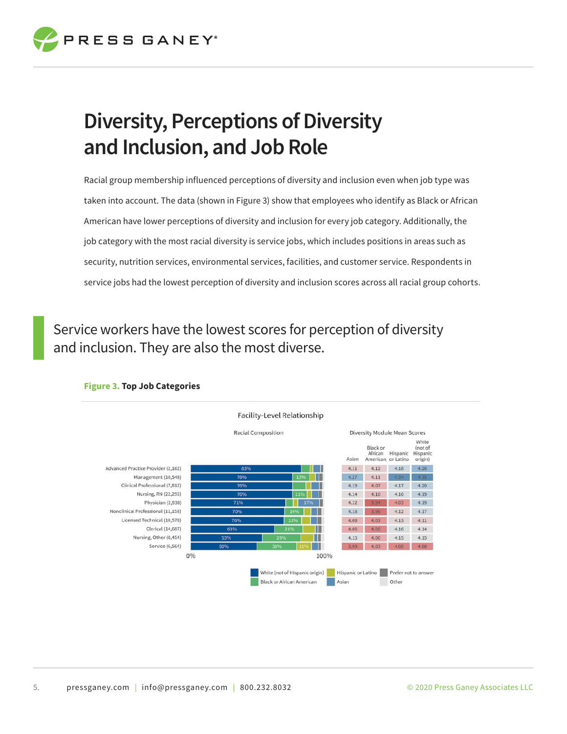# Diversity, Perceptions of Diversity and Inclusion, and Job Role

Racial group membership influenced perceptions of diversity and inclusion even when job type was taken into account. The data (shown in Figure 3) show that employees who identify as Black or African American have lower perceptions of diversity and inclusion for every job category. Additionally, the job category with the most racial diversity is service jobs, which includes positions in areas such as security, nutrition services, environmental services, facilities, and customer service. Respondents in service jobs had the lowest perception of diversity and inclusion scores across all racial group cohorts.

> Service workers have the lowest scores for perception of diversity and inclusion. They are also the most diverse.

**Figure 3. Top Job Categories**

Facility-Level Relationship

| Job Category | Racial Composition | Asian | Black or African American | Hispanic or Latino | White (not of Hispanic origin) |
|---|---|---|---|---|---|
| Advanced Practice Provider (2,162) | 83% | 4.11 | 4.12 | 4.18 | 4.26 |
| Management (10,548) | 76%, 13% | 4.27 | 4.11 | 4.34 | 4.35 |
| Clinical Professional (7,812) | 76% | 4.19 | 4.07 | 4.17 | 4.20 |
| Nursing, RN (22,295) | 76%, 11% | 4.14 | 4.10 | 4.16 | 4.19 |
| Physician (2,938) | 71%, 17% | 4.12 | 3.94 | 4.03 | 4.19 |
| Nonclinical Professional (11,158) | 70%, 14% | 4.18 | 3.96 | 4.12 | 4.17 |
| Licensed Technical (10,578) | 70%, 13% | 4.08 | 4.03 | 4.13 | 4.11 |
| Clerical (14,687) | 63%, 21% | 4.06 | 4.00 | 4.16 | 4.14 |
| Nursing, Other (8,454) | 53%, 29% | 4.15 | 4.06 | 4.15 | 4.15 |
| Service (6,564) | 50%, 30%, 11% | 3.99 | 4.03 | 4.00 | 4.00 |

Racial Composition (0%–100%) legend: White (not of Hispanic origin), Black or African American, Hispanic or Latino, Asian, Prefer not to answer, Other

Diversity Module Mean Scores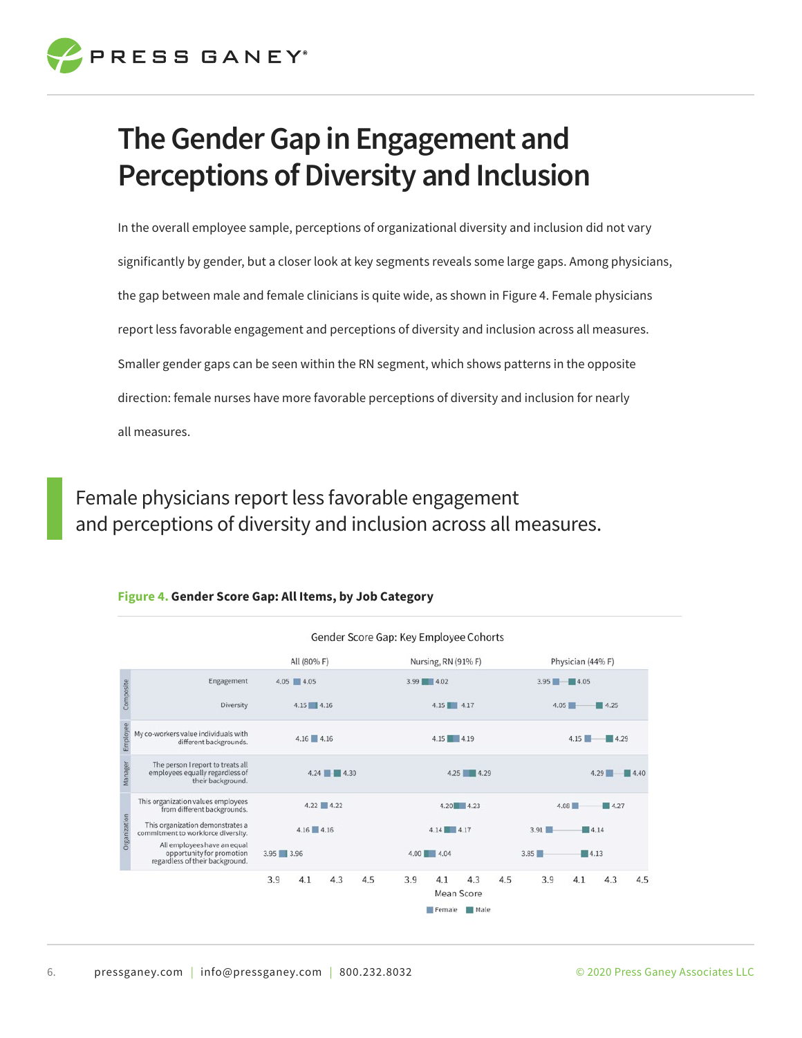# The Gender Gap in Engagement and Perceptions of Diversity and Inclusion

In the overall employee sample, perceptions of organizational diversity and inclusion did not vary significantly by gender, but a closer look at key segments reveals some large gaps. Among physicians, the gap between male and female clinicians is quite wide, as shown in Figure 4. Female physicians report less favorable engagement and perceptions of diversity and inclusion across all measures. Smaller gender gaps can be seen within the RN segment, which shows patterns in the opposite direction: female nurses have more favorable perceptions of diversity and inclusion for nearly all measures.

> Female physicians report less favorable engagement and perceptions of diversity and inclusion across all measures.

**Figure 4. Gender Score Gap: All Items, by Job Category**

Gender Score Gap: Key Employee Cohorts

| Category | Item | All (80% F) Female | All (80% F) Male | Nursing, RN (91% F) Female | Nursing, RN (91% F) Male | Physician (44% F) Female | Physician (44% F) Male |
|---|---|---|---|---|---|---|---|
| Composite | Engagement | 4.05 | 4.05 | 3.99 | 4.02 | 3.95 | 4.05 |
| Composite | Diversity | 4.15 | 4.16 | 4.15 | 4.17 | 4.05 | 4.25 |
| Employee | My co-workers value individuals with different backgrounds. | 4.16 | 4.16 | 4.15 | 4.19 | 4.15 | 4.29 |
| Manager | The person I report to treats all employees equally regardless of their background. | 4.24 | 4.30 | 4.25 | 4.29 | 4.29 | 4.40 |
| Organization | This organization values employees from different backgrounds. | 4.22 | 4.22 | 4.20 | 4.23 | 4.08 | 4.27 |
| Organization | This organization demonstrates a commitment to workforce diversity. | 4.16 | 4.16 | 4.14 | 4.17 | 3.91 | 4.14 |
| Organization | All employees have an equal opportunity for promotion regardless of their background. | 3.95 | 3.96 | 4.00 | 4.04 | 3.85 | 4.13 |

Mean Score (axis: 3.9, 4.1, 4.3, 4.5)

Legend: Female, Male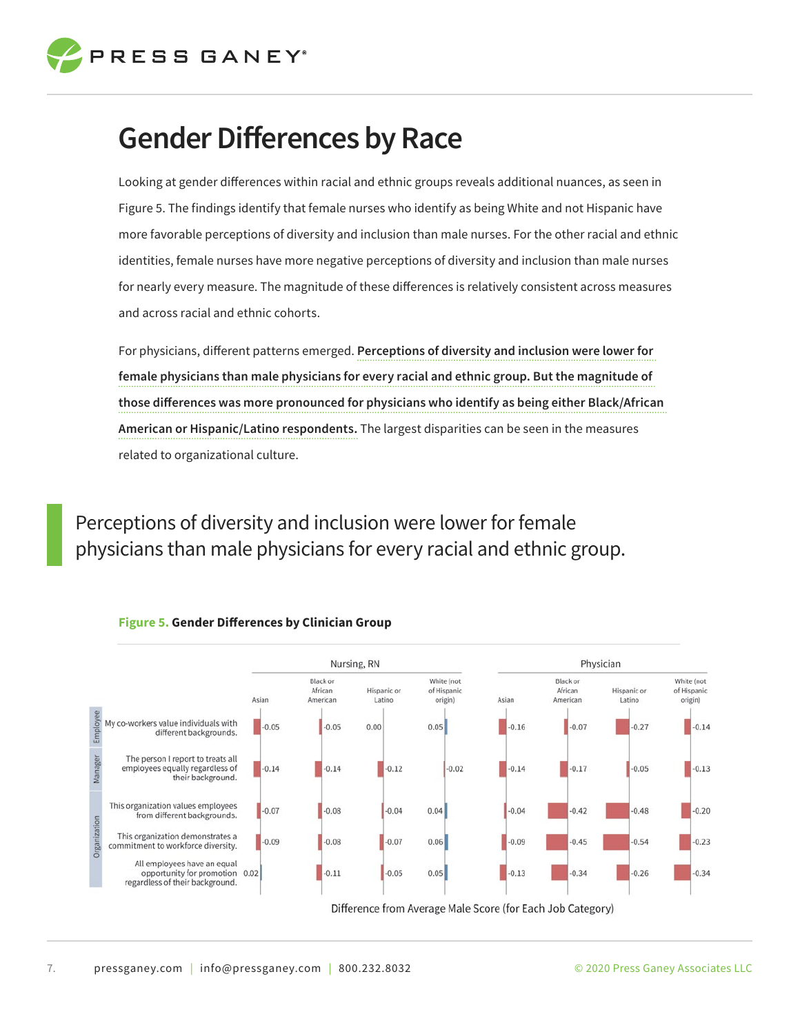// Gender Differences by Race

Looking at gender differences within racial and ethnic groups reveals additional nuances, as seen in Figure 5. The findings identify that female nurses who identify as being White and not Hispanic have more favorable perceptions of diversity and inclusion than male nurses. For the other racial and ethnic identities, female nurses have more negative perceptions of diversity and inclusion than male nurses for nearly every measure. The magnitude of these differences is relatively consistent across measures and across racial and ethnic cohorts.

For physicians, different patterns emerged. **Perceptions of diversity and inclusion were lower for female physicians than male physicians for every racial and ethnic group. But the magnitude of those differences was more pronounced for physicians who identify as being either Black/African American or Hispanic/Latino respondents.** The largest disparities can be seen in the measures related to organizational culture.

> Perceptions of diversity and inclusion were lower for female physicians than male physicians for every racial and ethnic group.

**Figure 5.** **Gender Differences by Clinician Group**

| | | Nursing, RN | | | | Physician | | | |
|---|---|---|---|---|---|---|---|---|---|
| | | Asian | Black or African American | Hispanic or Latino | White (not of Hispanic origin) | Asian | Black or African American | Hispanic or Latino | White (not of Hispanic origin) |
| Employee | My co-workers value individuals with different backgrounds. | -0.05 | -0.05 | 0.00 | 0.05 | -0.16 | -0.07 | -0.27 | -0.14 |
| Manager | The person I report to treats all employees equally regardless of their background. | -0.14 | -0.14 | -0.12 | -0.02 | -0.14 | -0.17 | -0.05 | -0.13 |
| Organization | This organization values employees from different backgrounds. | -0.07 | -0.08 | -0.04 | 0.04 | -0.04 | -0.42 | -0.48 | -0.20 |
| Organization | This organization demonstrates a commitment to workforce diversity. | -0.09 | -0.08 | -0.07 | 0.06 | -0.09 | -0.45 | -0.54 | -0.23 |
| Organization | All employees have an equal opportunity for promotion regardless of their background. | 0.02 | -0.11 | -0.05 | 0.05 | -0.13 | -0.34 | -0.26 | -0.34 |

Difference from Average Male Score (for Each Job Category)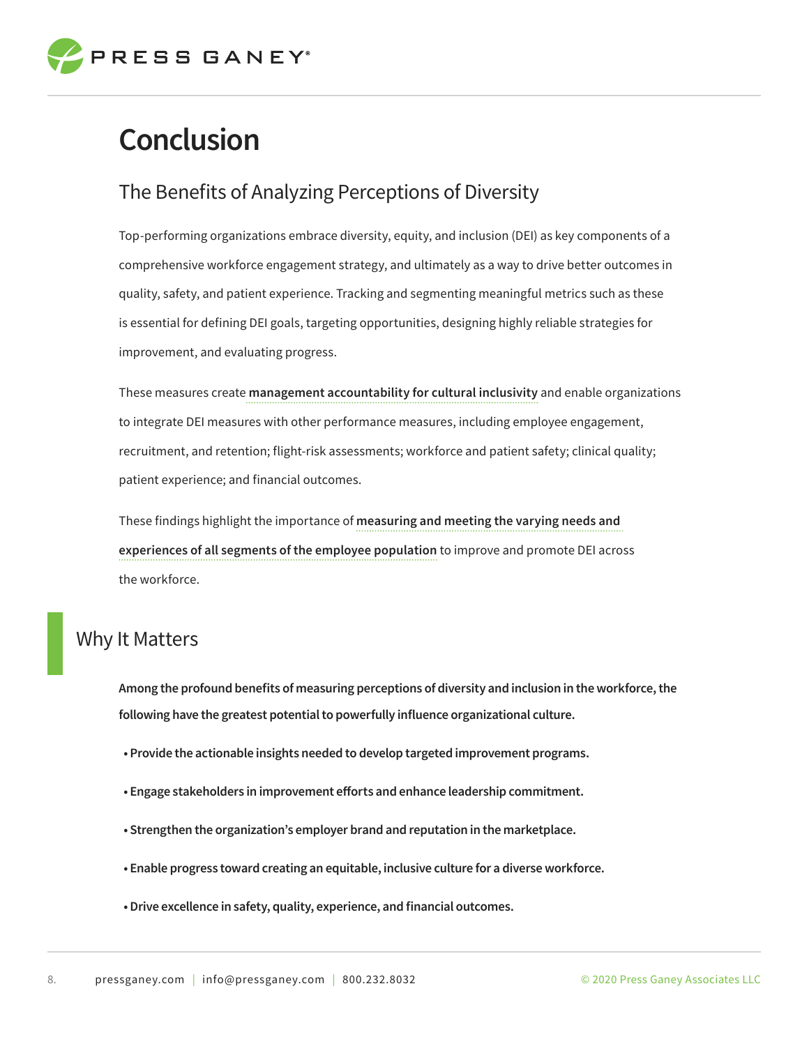# Conclusion

## The Benefits of Analyzing Perceptions of Diversity

Top-performing organizations embrace diversity, equity, and inclusion (DEI) as key components of a comprehensive workforce engagement strategy, and ultimately as a way to drive better outcomes in quality, safety, and patient experience. Tracking and segmenting meaningful metrics such as these is essential for defining DEI goals, targeting opportunities, designing highly reliable strategies for improvement, and evaluating progress.

These measures create **management accountability for cultural inclusivity** and enable organizations to integrate DEI measures with other performance measures, including employee engagement, recruitment, and retention; flight-risk assessments; workforce and patient safety; clinical quality; patient experience; and financial outcomes.

These findings highlight the importance of **measuring and meeting the varying needs and experiences of all segments of the employee population** to improve and promote DEI across the workforce.

## Why It Matters

**Among the profound benefits of measuring perceptions of diversity and inclusion in the workforce, the following have the greatest potential to powerfully influence organizational culture.**

- **Provide the actionable insights needed to develop targeted improvement programs.**
- **Engage stakeholders in improvement efforts and enhance leadership commitment.**
- **Strengthen the organization's employer brand and reputation in the marketplace.**
- **Enable progress toward creating an equitable, inclusive culture for a diverse workforce.**
- **Drive excellence in safety, quality, experience, and financial outcomes.**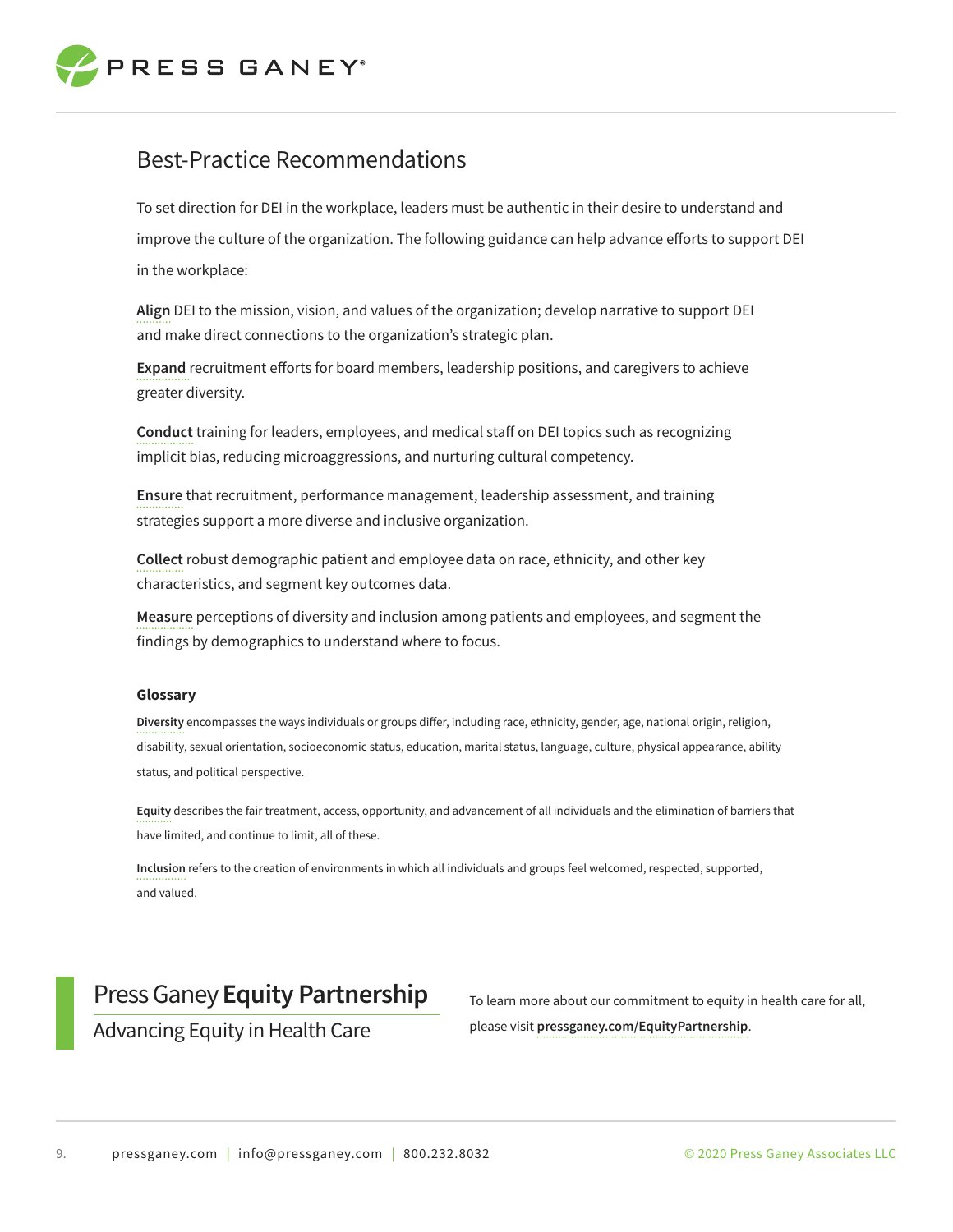## Best-Practice Recommendations

To set direction for DEI in the workplace, leaders must be authentic in their desire to understand and improve the culture of the organization. The following guidance can help advance efforts to support DEI in the workplace:

**Align** DEI to the mission, vision, and values of the organization; develop narrative to support DEI and make direct connections to the organization's strategic plan.

**Expand** recruitment efforts for board members, leadership positions, and caregivers to achieve greater diversity.

**Conduct** training for leaders, employees, and medical staff on DEI topics such as recognizing implicit bias, reducing microaggressions, and nurturing cultural competency.

**Ensure** that recruitment, performance management, leadership assessment, and training strategies support a more diverse and inclusive organization.

**Collect** robust demographic patient and employee data on race, ethnicity, and other key characteristics, and segment key outcomes data.

**Measure** perceptions of diversity and inclusion among patients and employees, and segment the findings by demographics to understand where to focus.

### Glossary

**Diversity** encompasses the ways individuals or groups differ, including race, ethnicity, gender, age, national origin, religion, disability, sexual orientation, socioeconomic status, education, marital status, language, culture, physical appearance, ability status, and political perspective.

**Equity** describes the fair treatment, access, opportunity, and advancement of all individuals and the elimination of barriers that have limited, and continue to limit, all of these.

**Inclusion** refers to the creation of environments in which all individuals and groups feel welcomed, respected, supported, and valued.

Press Ganey **Equity Partnership**

Advancing Equity in Health Care

To learn more about our commitment to equity in health care for all, please visit **pressganey.com/EquityPartnership**.